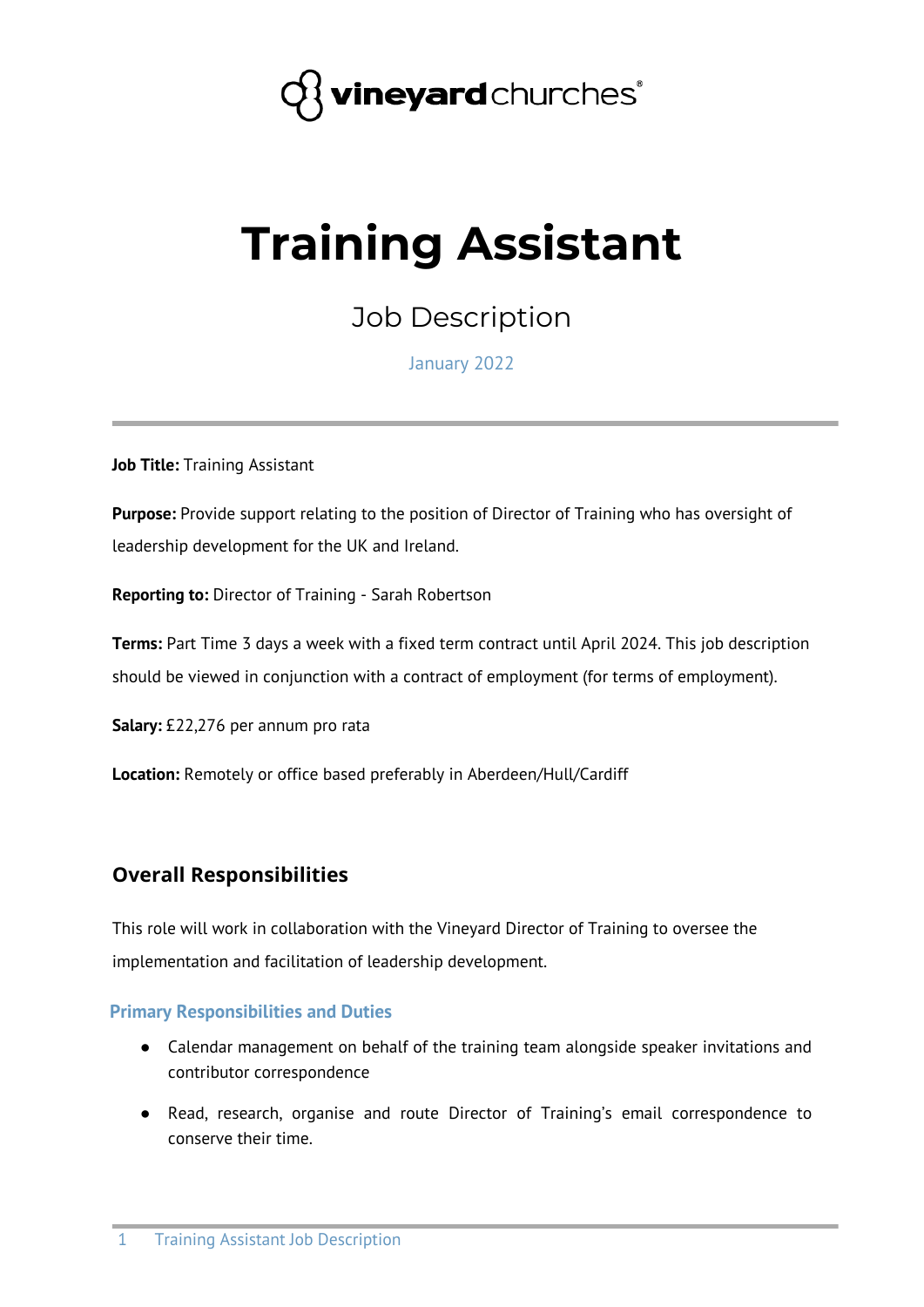vineyard churches®

# Training Assistant

## Job Description

January 2022

---

**Job Title:** Training Assistant

**Purpose:** Provide support relating to the position of Director of Training who has oversight of leadership development for the UK and Ireland.

**Reporting to:** Director of Training - Sarah Robertson

**Terms:** Part Time 3 days a week with a fixed term contract until April 2024. This job description should be viewed in conjunction with a contract of employment (for terms of employment).

**Salary:** £22,276 per annum pro rata

**Location:** Remotely or office based preferably in Aberdeen/Hull/Cardiff

## Overall Responsibilities

This role will work in collaboration with the Vineyard Director of Training to oversee the implementation and facilitation of leadership development.

### Primary Responsibilities and Duties

- Calendar management on behalf of the training team alongside speaker invitations and contributor correspondence
- Read, research, organise and route Director of Training's email correspondence to conserve their time.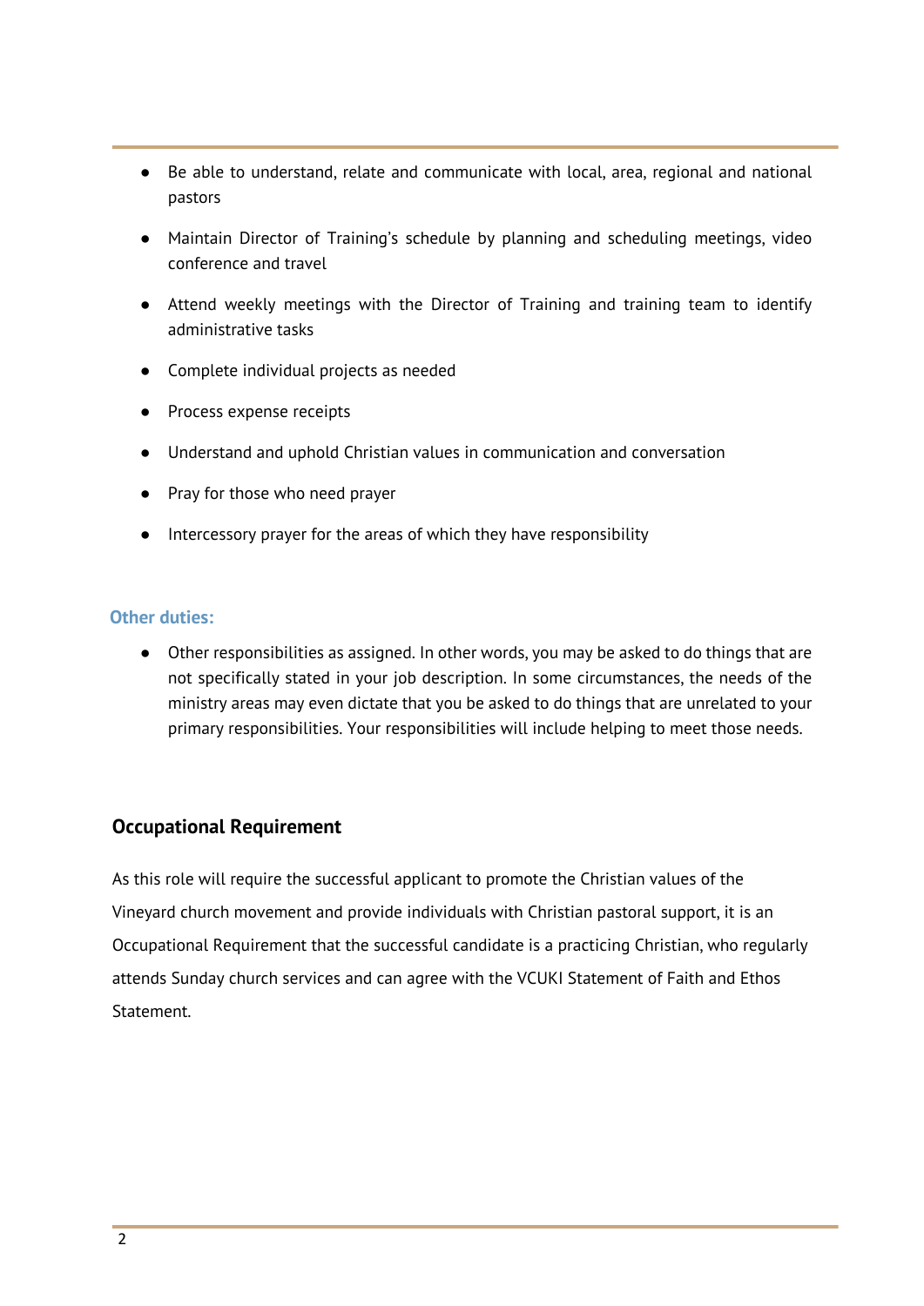- Be able to understand, relate and communicate with local, area, regional and national pastors
- Maintain Director of Training's schedule by planning and scheduling meetings, video conference and travel
- Attend weekly meetings with the Director of Training and training team to identify administrative tasks
- Complete individual projects as needed
- Process expense receipts
- Understand and uphold Christian values in communication and conversation
- Pray for those who need prayer
- Intercessory prayer for the areas of which they have responsibility

### Other duties:

- Other responsibilities as assigned. In other words, you may be asked to do things that are not specifically stated in your job description. In some circumstances, the needs of the ministry areas may even dictate that you be asked to do things that are unrelated to your primary responsibilities. Your responsibilities will include helping to meet those needs.

## Occupational Requirement

As this role will require the successful applicant to promote the Christian values of the Vineyard church movement and provide individuals with Christian pastoral support, it is an Occupational Requirement that the successful candidate is a practicing Christian, who regularly attends Sunday church services and can agree with the VCUKI Statement of Faith and Ethos Statement.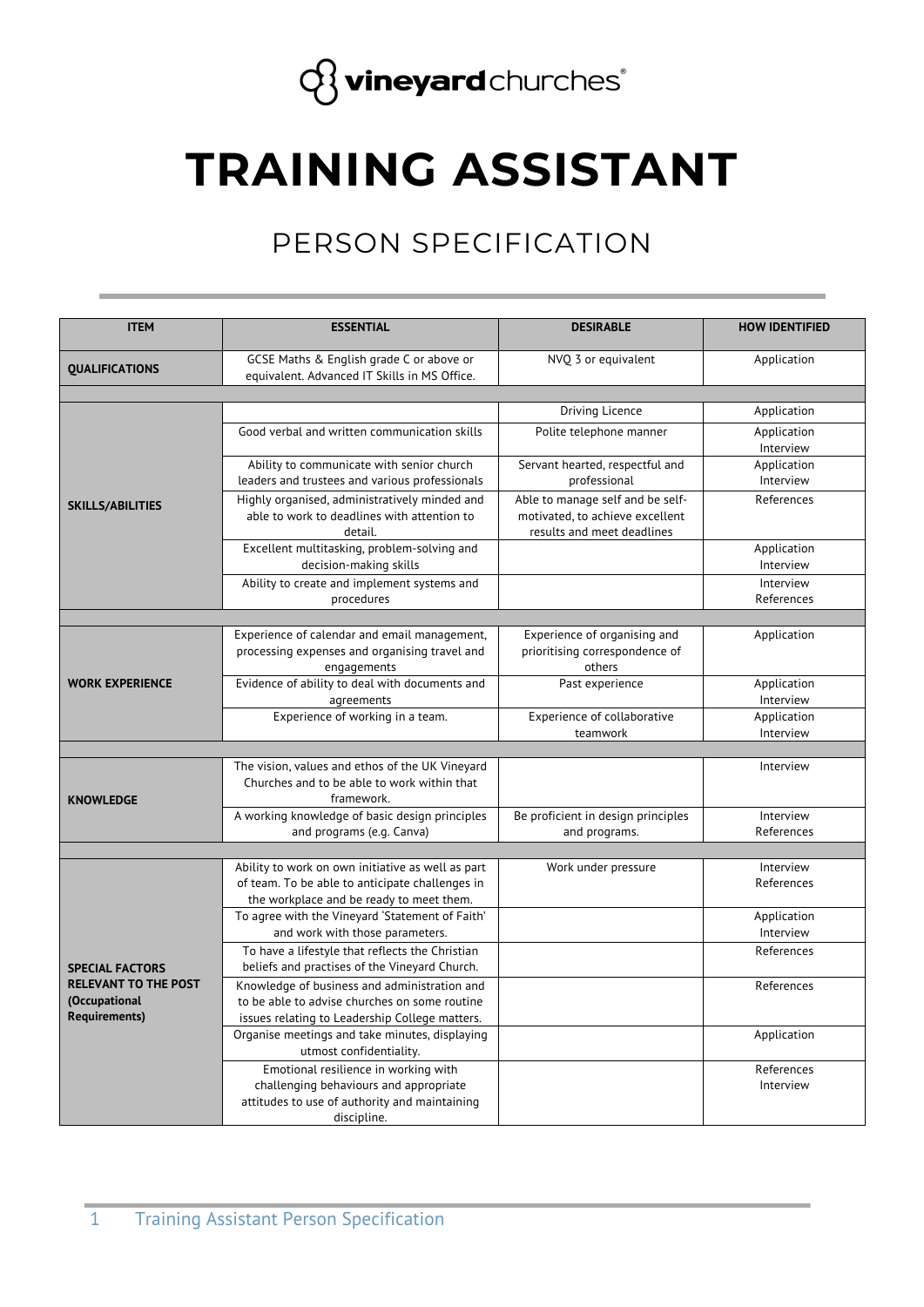vineyardchurches®

# TRAINING ASSISTANT

## PERSON SPECIFICATION

| ITEM | ESSENTIAL | DESIRABLE | HOW IDENTIFIED |
|---|---|---|---|
| **QUALIFICATIONS** | GCSE Maths & English grade C or above or equivalent. Advanced IT Skills in MS Office. | NVQ 3 or equivalent | Application |
| | | | |
| **SKILLS/ABILITIES** | | Driving Licence | Application |
| | Good verbal and written communication skills | Polite telephone manner | Application Interview |
| | Ability to communicate with senior church leaders and trustees and various professionals | Servant hearted, respectful and professional | Application Interview |
| | Highly organised, administratively minded and able to work to deadlines with attention to detail. | Able to manage self and be self-motivated, to achieve excellent results and meet deadlines | References |
| | Excellent multitasking, problem-solving and decision-making skills | | Application Interview |
| | Ability to create and implement systems and procedures | | Interview References |
| | | | |
| **WORK EXPERIENCE** | Experience of calendar and email management, processing expenses and organising travel and engagements | Experience of organising and prioritising correspondence of others | Application |
| | Evidence of ability to deal with documents and agreements | Past experience | Application Interview |
| | Experience of working in a team. | Experience of collaborative teamwork | Application Interview |
| | | | |
| **KNOWLEDGE** | The vision, values and ethos of the UK Vineyard Churches and to be able to work within that framework. | | Interview |
| | A working knowledge of basic design principles and programs (e.g. Canva) | Be proficient in design principles and programs. | Interview References |
| | | | |
| **SPECIAL FACTORS RELEVANT TO THE POST (Occupational Requirements)** | Ability to work on own initiative as well as part of team. To be able to anticipate challenges in the workplace and be ready to meet them. | Work under pressure | Interview References |
| | To agree with the Vineyard 'Statement of Faith' and work with those parameters. | | Application Interview |
| | To have a lifestyle that reflects the Christian beliefs and practises of the Vineyard Church. | | References |
| | Knowledge of business and administration and to be able to advise churches on some routine issues relating to Leadership College matters. | | References |
| | Organise meetings and take minutes, displaying utmost confidentiality. | | Application |
| | Emotional resilience in working with challenging behaviours and appropriate attitudes to use of authority and maintaining discipline. | | References Interview |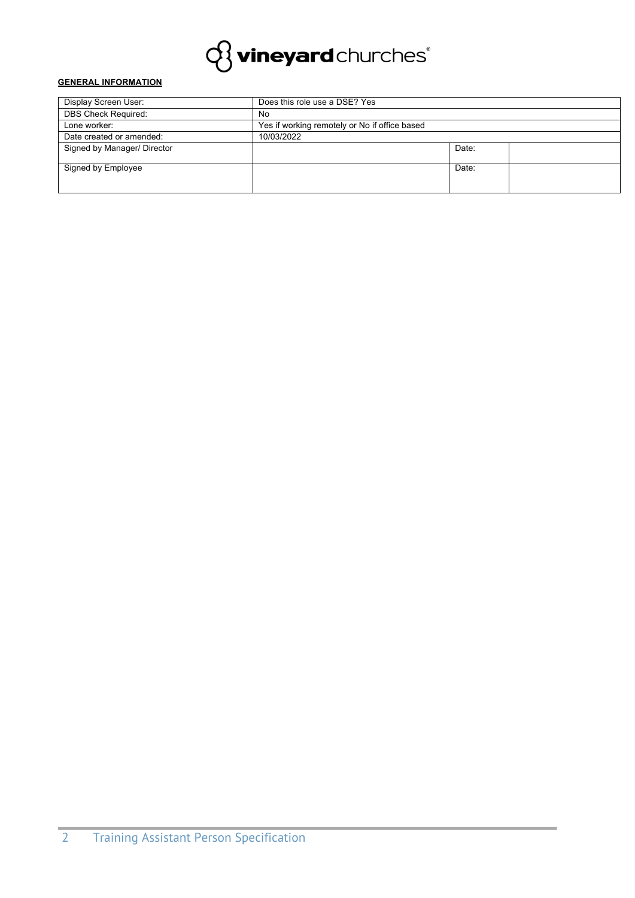**GENERAL INFORMATION**

| | | | |
|---|---|---|---|
| Display Screen User: | Does this role use a DSE? Yes | | |
| DBS Check Required: | No | | |
| Lone worker: | Yes if working remotely or No if office based | | |
| Date created or amended: | 10/03/2022 | | |
| Signed by Manager/ Director | | Date: | |
| Signed by Employee | | Date: | |